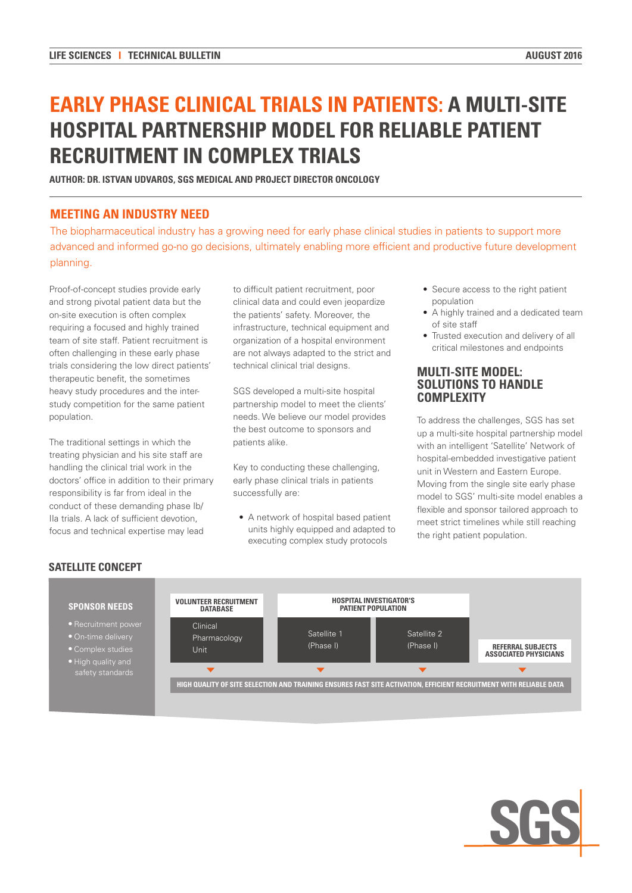# EARLY PHASE CLINICAL TRIALS IN PATIENTS: A MULTI-SITE HOSPITAL PARTNERSHIP MODEL FOR RELIABLE PATIENT RECRUITMENT IN COMPLEX TRIALS

**AUTHOR: DR. ISTVAN UDVAROS, SGS MEDICAL AND PROJECT DIRECTOR ONCOLOGY**

## MEETING AN INDUSTRY NEED

The biopharmaceutical industry has a growing need for early phase clinical studies in patients to support more advanced and informed go-no go decisions, ultimately enabling more efficient and productive future development planning.

Proof-of-concept studies provide early and strong pivotal patient data but the on-site execution is often complex requiring a focused and highly trained team of site staff. Patient recruitment is often challenging in these early phase trials considering the low direct patients' therapeutic benefit, the sometimes heavy study procedures and the inter-study competition for the same patient population.

The traditional settings in which the treating physician and his site staff are handling the clinical trial work in the doctors' office in addition to their primary responsibility is far from ideal in the conduct of these demanding phase Ib/IIa trials. A lack of sufficient devotion, focus and technical expertise may lead to difficult patient recruitment, poor clinical data and could even jeopardize the patients' safety. Moreover, the infrastructure, technical equipment and organization of a hospital environment are not always adapted to the strict and technical clinical trial designs.

SGS developed a multi-site hospital partnership model to meet the clients' needs. We believe our model provides the best outcome to sponsors and patients alike.

Key to conducting these challenging, early phase clinical trials in patients successfully are:

- A network of hospital based patient units highly equipped and adapted to executing complex study protocols
- Secure access to the right patient population
- A highly trained and a dedicated team of site staff
- Trusted execution and delivery of all critical milestones and endpoints

## MULTI-SITE MODEL: SOLUTIONS TO HANDLE COMPLEXITY

To address the challenges, SGS has set up a multi-site hospital partnership model with an intelligent 'Satellite' Network of hospital-embedded investigative patient unit in Western and Eastern Europe. Moving from the single site early phase model to SGS' multi-site model enables a flexible and sponsor tailored approach to meet strict timelines while still reaching the right patient population.

## SATELLITE CONCEPT

**SPONSOR NEEDS**

- Recruitment power
- On-time delivery
- Complex studies
- High quality and safety standards

| VOLUNTEER RECRUITMENT DATABASE | HOSPITAL INVESTIGATOR'S PATIENT POPULATION | | |
|---|---|---|---|
| Clinical Pharmacology Unit | Satellite 1 (Phase I) | Satellite 2 (Phase I) | REFERRAL SUBJECTS ASSOCIATED PHYSICIANS |

**HIGH QUALITY OF SITE SELECTION AND TRAINING ENSURES FAST SITE ACTIVATION, EFFICIENT RECRUITMENT WITH RELIABLE DATA**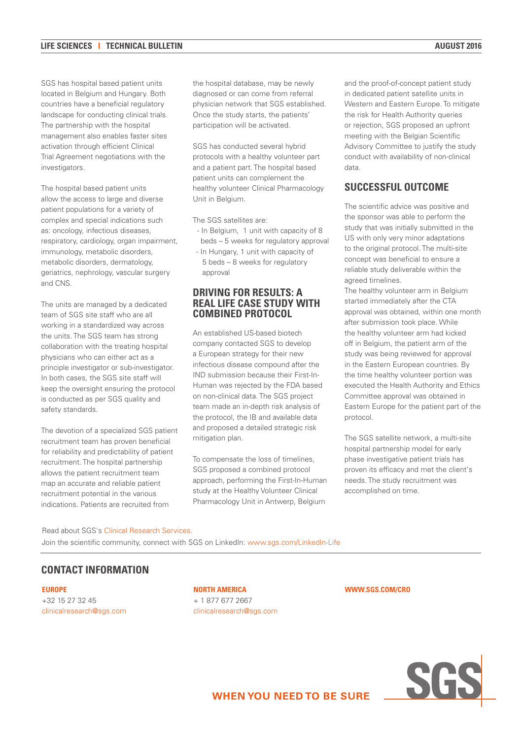SGS has hospital based patient units located in Belgium and Hungary. Both countries have a beneficial regulatory landscape for conducting clinical trials. The partnership with the hospital management also enables faster sites activation through efficient Clinical Trial Agreement negotiations with the investigators.

The hospital based patient units allow the access to large and diverse patient populations for a variety of complex and special indications such as: oncology, infectious diseases, respiratory, cardiology, organ impairment, immunology, metabolic disorders, metabolic disorders, dermatology, geriatrics, nephrology, vascular surgery and CNS.

The units are managed by a dedicated team of SGS site staff who are all working in a standardized way across the units. The SGS team has strong collaboration with the treating hospital physicians who can either act as a principle investigator or sub-investigator. In both cases, the SGS site staff will keep the oversight ensuring the protocol is conducted as per SGS quality and safety standards.

The devotion of a specialized SGS patient recruitment team has proven beneficial for reliability and predictability of patient recruitment. The hospital partnership allows the patient recruitment team map an accurate and reliable patient recruitment potential in the various indications. Patients are recruited from the hospital database, may be newly diagnosed or can come from referral physician network that SGS established. Once the study starts, the patients' participation will be activated.

SGS has conducted several hybrid protocols with a healthy volunteer part and a patient part. The hospital based patient units can complement the healthy volunteer Clinical Pharmacology Unit in Belgium.

The SGS satellites are:

- In Belgium, 1 unit with capacity of 8 beds – 5 weeks for regulatory approval
- In Hungary, 1 unit with capacity of 5 beds – 8 weeks for regulatory approval

## DRIVING FOR RESULTS: A REAL LIFE CASE STUDY WITH COMBINED PROTOCOL

An established US-based biotech company contacted SGS to develop a European strategy for their new infectious disease compound after the IND submission because their First-In-Human was rejected by the FDA based on non-clinical data. The SGS project team made an in-depth risk analysis of the protocol, the IB and available data and proposed a detailed strategic risk mitigation plan.

To compensate the loss of timelines, SGS proposed a combined protocol approach, performing the First-In-Human study at the Healthy Volunteer Clinical Pharmacology Unit in Antwerp, Belgium and the proof-of-concept patient study in dedicated patient satellite units in Western and Eastern Europe. To mitigate the risk for Health Authority queries or rejection, SGS proposed an upfront meeting with the Belgian Scientific Advisory Committee to justify the study conduct with availability of non-clinical data.

## SUCCESSFUL OUTCOME

The scientific advice was positive and the sponsor was able to perform the study that was initially submitted in the US with only very minor adaptations to the original protocol. The multi-site concept was beneficial to ensure a reliable study deliverable within the agreed timelines.

The healthy volunteer arm in Belgium started immediately after the CTA approval was obtained, within one month after submission took place. While the healthy volunteer arm had kicked off in Belgium, the patient arm of the study was being reviewed for approval in the Eastern European countries. By the time healthy volunteer portion was executed the Health Authority and Ethics Committee approval was obtained in Eastern Europe for the patient part of the protocol.

The SGS satellite network, a multi-site hospital partnership model for early phase investigative patient trials has proven its efficacy and met the client's needs. The study recruitment was accomplished on time.

Read about SGS's Clinical Research Services.

Join the scientific community, connect with SGS on LinkedIn: www.sgs.com/LinkedIn-Life

## CONTACT INFORMATION

**EUROPE**
+32 15 27 32 45
clinicalresearch@sgs.com

**NORTH AMERICA**
+ 1 877 677 2667
clinicalresearch@sgs.com

**WWW.SGS.COM/CRO**

**WHEN YOU NEED TO BE SURE**

SGS